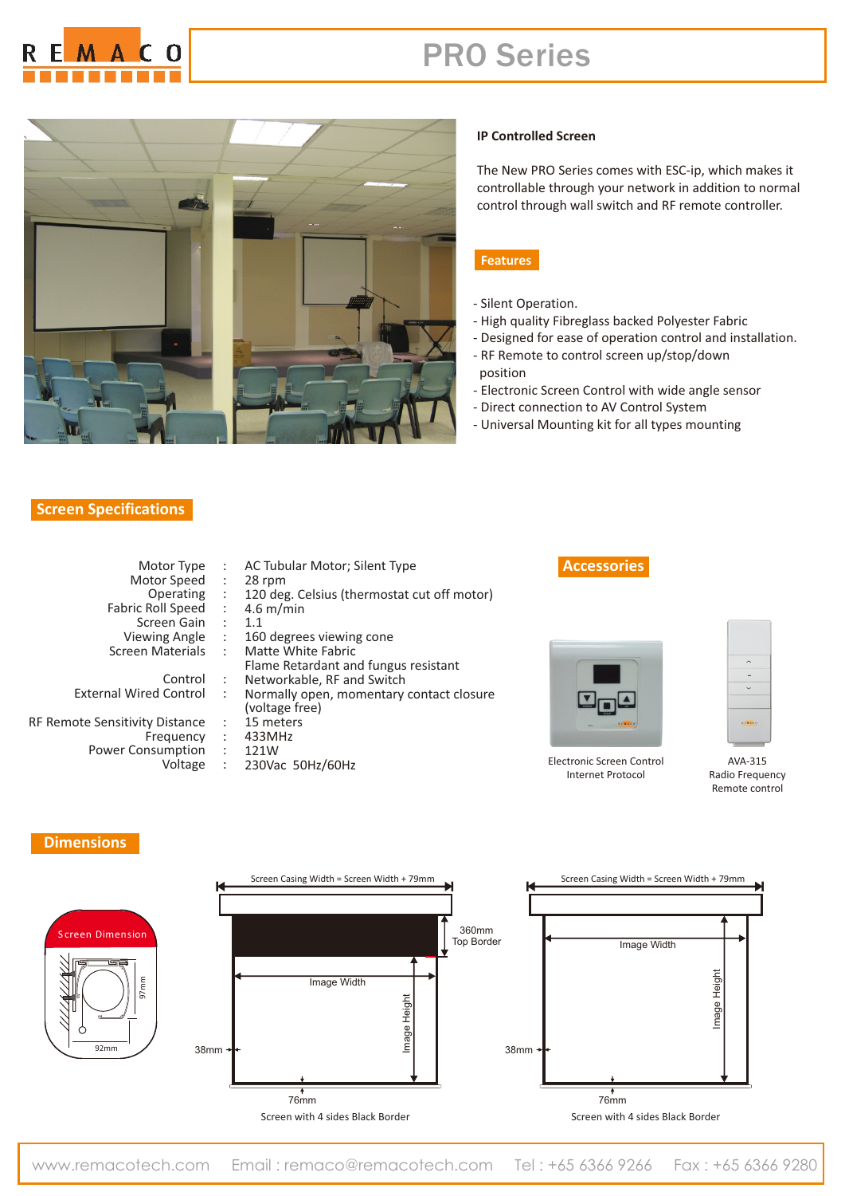# PRO Series

### IP Controlled Screen

The New PRO Series comes with ESC-ip, which makes it controllable through your network in addition to normal control through wall switch and RF remote controller.

## Features

- Silent Operation.
- High quality Fibreglass backed Polyester Fabric
- Designed for ease of operation control and installation.
- RF Remote to control screen up/stop/down position
- Electronic Screen Control with wide angle sensor
- Direct connection to AV Control System
- Universal Mounting kit for all types mounting

## Screen Specifications

| | | |
|---|---|---|
| Motor Type | : | AC Tubular Motor; Silent Type |
| Motor Speed | : | 28 rpm |
| Operating | : | 120 deg. Celsius (thermostat cut off motor) |
| Fabric Roll Speed | : | 4.6 m/min |
| Screen Gain | : | 1.1 |
| Viewing Angle | : | 160 degrees viewing cone |
| Screen Materials | : | Matte White Fabric<br>Flame Retardant and fungus resistant |
| Control | : | Networkable, RF and Switch |
| External Wired Control | : | Normally open, momentary contact closure (voltage free) |
| RF Remote Sensitivity Distance | : | 15 meters |
| Frequency | : | 433MHz |
| Power Consumption | : | 121W |
| Voltage | : | 230Vac 50Hz/60Hz |

## Accessories

Electronic Screen Control Internet Protocol

AVA-315 Radio Frequency Remote control

## Dimensions

Screen Dimension: 97mm, 92mm

Screen Casing Width = Screen Width + 79mm

360mm Top Border

Image Width, Image Height, 38mm, 76mm

Screen with 4 sides Black Border

Screen Casing Width = Screen Width + 79mm

Image Width, Image Height, 38mm, 76mm

Screen with 4 sides Black Border

www.remacotech.com Email : remaco@remacotech.com Tel : +65 6366 9266 Fax : +65 6366 9280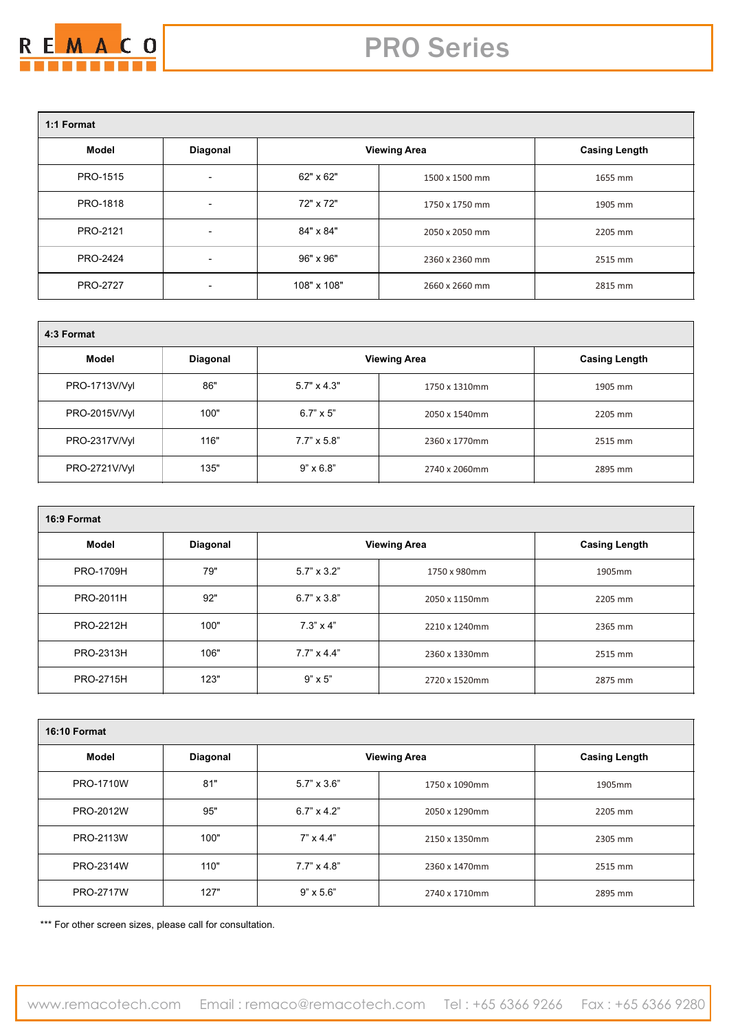# PRO Series

| 1:1 Format | | | | |
|---|---|---|---|---|
| **Model** | **Diagonal** | **Viewing Area** | | **Casing Length** |
| PRO-1515 | - | 62" x 62" | 1500 x 1500 mm | 1655 mm |
| PRO-1818 | - | 72" x 72" | 1750 x 1750 mm | 1905 mm |
| PRO-2121 | - | 84" x 84" | 2050 x 2050 mm | 2205 mm |
| PRO-2424 | - | 96" x 96" | 2360 x 2360 mm | 2515 mm |
| PRO-2727 | - | 108" x 108" | 2660 x 2660 mm | 2815 mm |

| 4:3 Format | | | | |
|---|---|---|---|---|
| **Model** | **Diagonal** | **Viewing Area** | | **Casing Length** |
| PRO-1713V/Vyl | 86" | 5.7" x 4.3" | 1750 x 1310mm | 1905 mm |
| PRO-2015V/Vyl | 100" | 6.7" x 5" | 2050 x 1540mm | 2205 mm |
| PRO-2317V/Vyl | 116" | 7.7" x 5.8" | 2360 x 1770mm | 2515 mm |
| PRO-2721V/Vyl | 135" | 9" x 6.8" | 2740 x 2060mm | 2895 mm |

| 16:9 Format | | | | |
|---|---|---|---|---|
| **Model** | **Diagonal** | **Viewing Area** | | **Casing Length** |
| PRO-1709H | 79" | 5.7" x 3.2" | 1750 x 980mm | 1905mm |
| PRO-2011H | 92" | 6.7" x 3.8" | 2050 x 1150mm | 2205 mm |
| PRO-2212H | 100" | 7.3" x 4" | 2210 x 1240mm | 2365 mm |
| PRO-2313H | 106" | 7.7" x 4.4" | 2360 x 1330mm | 2515 mm |
| PRO-2715H | 123" | 9" x 5" | 2720 x 1520mm | 2875 mm |

| 16:10 Format | | | | |
|---|---|---|---|---|
| **Model** | **Diagonal** | **Viewing Area** | | **Casing Length** |
| PRO-1710W | 81" | 5.7" x 3.6" | 1750 x 1090mm | 1905mm |
| PRO-2012W | 95" | 6.7" x 4.2" | 2050 x 1290mm | 2205 mm |
| PRO-2113W | 100" | 7" x 4.4" | 2150 x 1350mm | 2305 mm |
| PRO-2314W | 110" | 7.7" x 4.8" | 2360 x 1470mm | 2515 mm |
| PRO-2717W | 127" | 9" x 5.6" | 2740 x 1710mm | 2895 mm |

*** For other screen sizes, please call for consultation.

www.remacotech.com Email : remaco@remacotech.com Tel : +65 6366 9266 Fax : +65 6366 9280